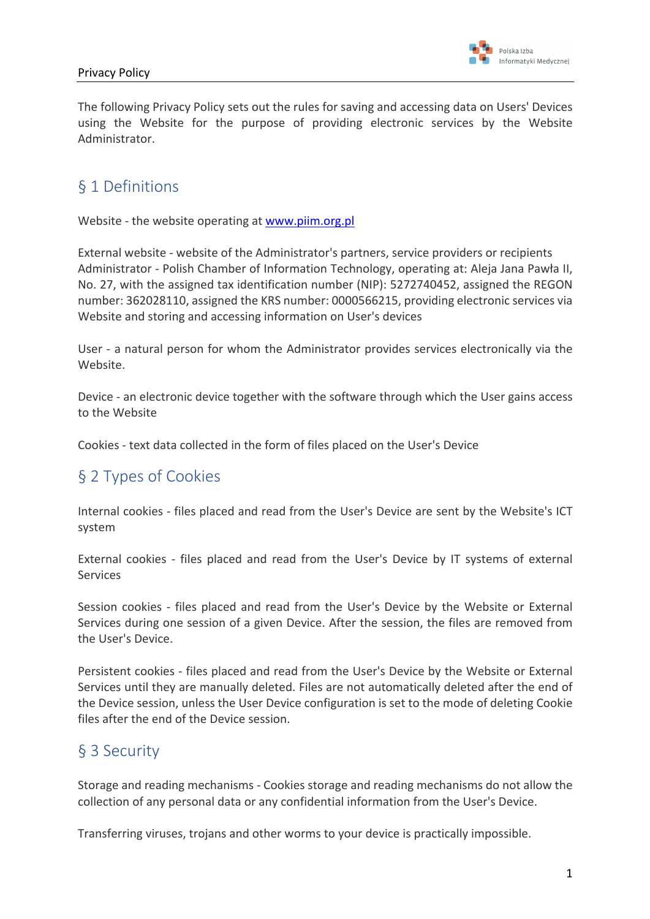# Privacy Policy

The following Privacy Policy sets out the rules for saving and accessing data on Users' Devices using the Website for the purpose of providing electronic services by the Website Administrator.

## § 1 Definitions

Website - the website operating at [www.piim.org.pl](www.piim.org.pl)

External website - website of the Administrator's partners, service providers or recipients
Administrator - Polish Chamber of Information Technology, operating at: Aleja Jana Pawła II, No. 27, with the assigned tax identification number (NIP): 5272740452, assigned the REGON number: 362028110, assigned the KRS number: 0000566215, providing electronic services via Website and storing and accessing information on User's devices

User - a natural person for whom the Administrator provides services electronically via the Website.

Device - an electronic device together with the software through which the User gains access to the Website

Cookies - text data collected in the form of files placed on the User's Device

## § 2 Types of Cookies

Internal cookies - files placed and read from the User's Device are sent by the Website's ICT system

External cookies - files placed and read from the User's Device by IT systems of external Services

Session cookies - files placed and read from the User's Device by the Website or External Services during one session of a given Device. After the session, the files are removed from the User's Device.

Persistent cookies - files placed and read from the User's Device by the Website or External Services until they are manually deleted. Files are not automatically deleted after the end of the Device session, unless the User Device configuration is set to the mode of deleting Cookie files after the end of the Device session.

## § 3 Security

Storage and reading mechanisms - Cookies storage and reading mechanisms do not allow the collection of any personal data or any confidential information from the User's Device.

Transferring viruses, trojans and other worms to your device is practically impossible.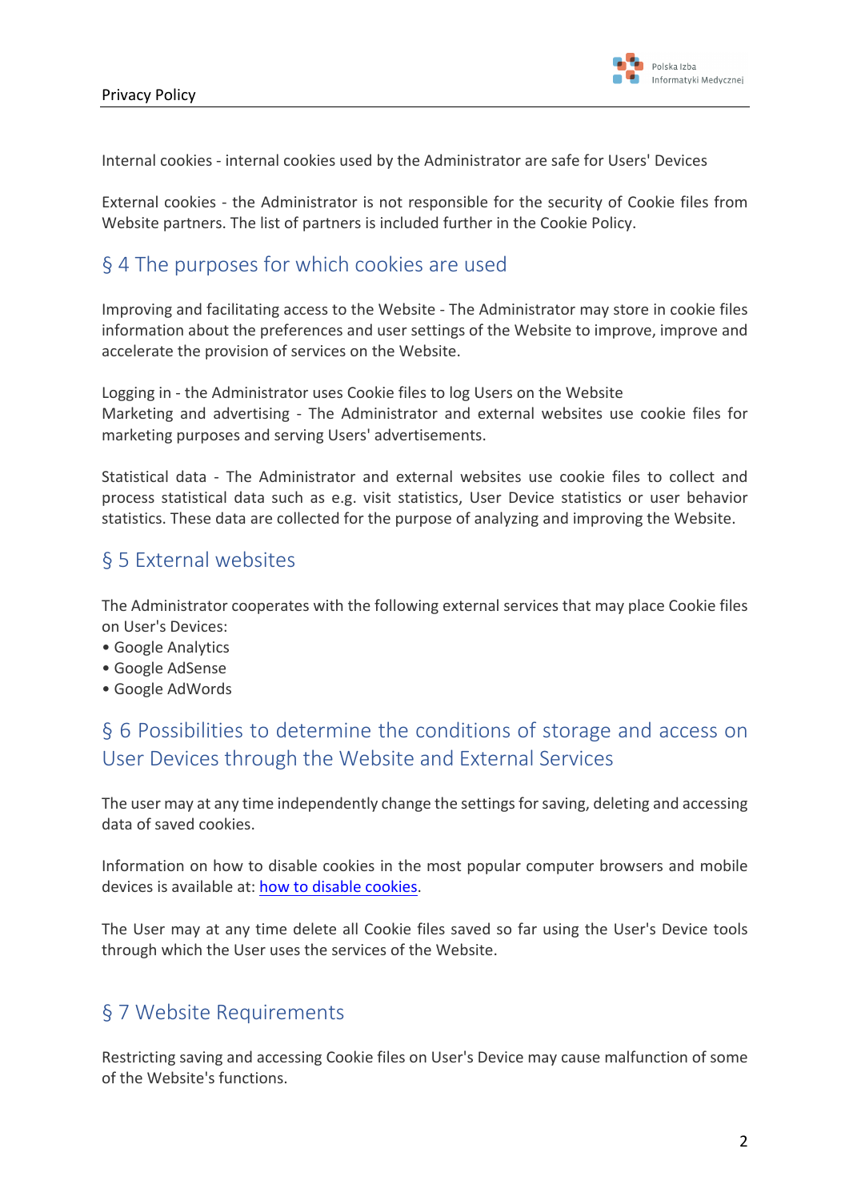Internal cookies - internal cookies used by the Administrator are safe for Users' Devices

External cookies - the Administrator is not responsible for the security of Cookie files from Website partners. The list of partners is included further in the Cookie Policy.

## § 4 The purposes for which cookies are used

Improving and facilitating access to the Website - The Administrator may store in cookie files information about the preferences and user settings of the Website to improve, improve and accelerate the provision of services on the Website.

Logging in - the Administrator uses Cookie files to log Users on the Website
Marketing and advertising - The Administrator and external websites use cookie files for marketing purposes and serving Users' advertisements.

Statistical data - The Administrator and external websites use cookie files to collect and process statistical data such as e.g. visit statistics, User Device statistics or user behavior statistics. These data are collected for the purpose of analyzing and improving the Website.

## § 5 External websites

The Administrator cooperates with the following external services that may place Cookie files on User's Devices:

- Google Analytics
- Google AdSense
- Google AdWords

## § 6 Possibilities to determine the conditions of storage and access on User Devices through the Website and External Services

The user may at any time independently change the settings for saving, deleting and accessing data of saved cookies.

Information on how to disable cookies in the most popular computer browsers and mobile devices is available at: how to disable cookies.

The User may at any time delete all Cookie files saved so far using the User's Device tools through which the User uses the services of the Website.

## § 7 Website Requirements

Restricting saving and accessing Cookie files on User's Device may cause malfunction of some of the Website's functions.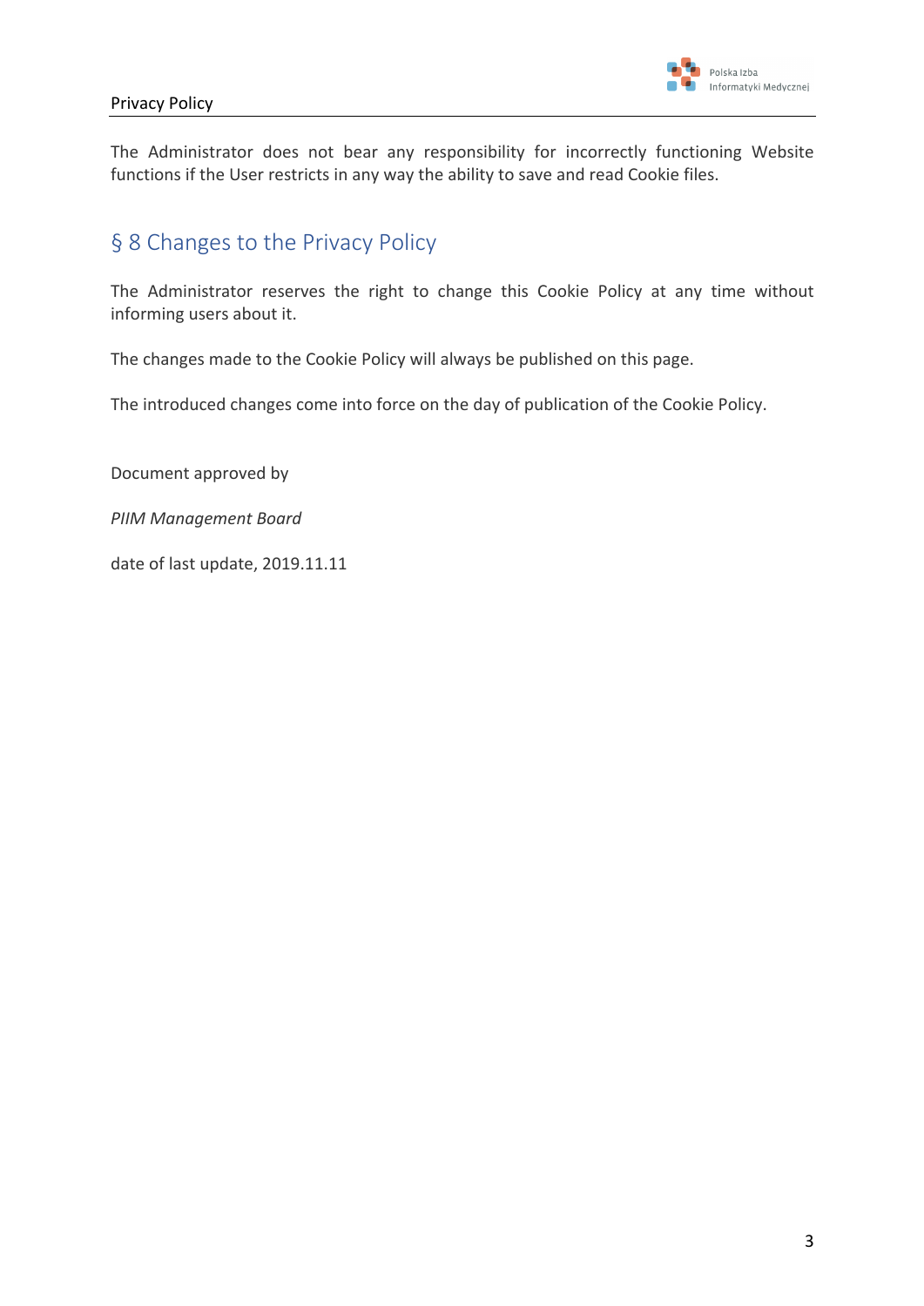The Administrator does not bear any responsibility for incorrectly functioning Website functions if the User restricts in any way the ability to save and read Cookie files.

## § 8 Changes to the Privacy Policy

The Administrator reserves the right to change this Cookie Policy at any time without informing users about it.

The changes made to the Cookie Policy will always be published on this page.

The introduced changes come into force on the day of publication of the Cookie Policy.

Document approved by

*PIIM Management Board*

date of last update, 2019.11.11